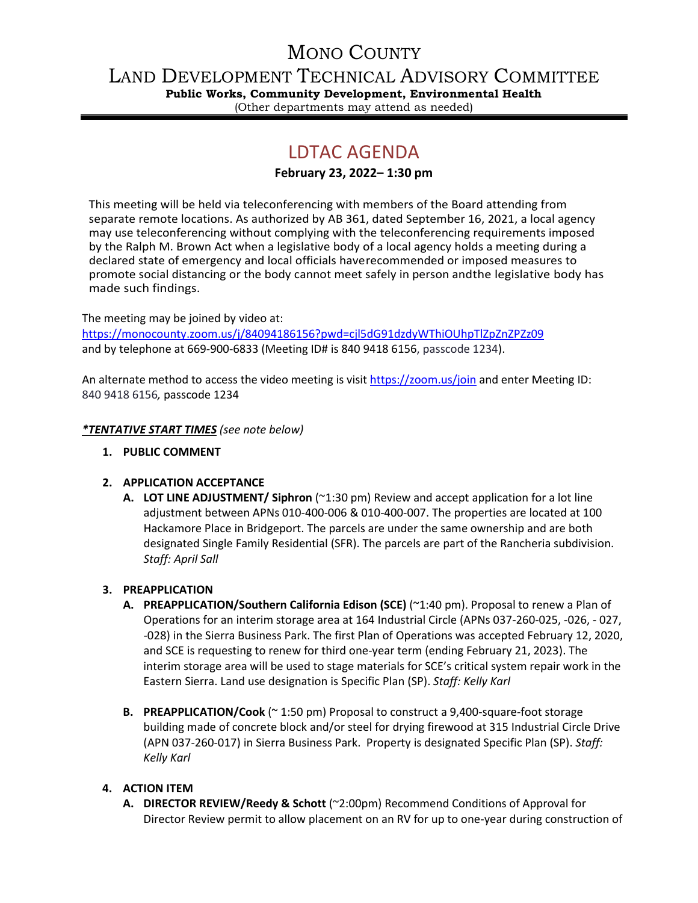# MONO COUNTY

# LAND DEVELOPMENT TECHNICAL ADVISORY COMMITTEE

**Public Works, Community Development, Environmental Health**

(Other departments may attend as needed)

## LDTAC AGENDA

**February 23, 2022– 1:30 pm**

This meeting will be held via teleconferencing with members of the Board attending from separate remote locations. As authorized by AB 361, dated September 16, 2021, a local agency may use teleconferencing without complying with the teleconferencing requirements imposed by the Ralph M. Brown Act when a legislative body of a local agency holds a meeting during a declared state of emergency and local officials haverecommended or imposed measures to promote social distancing or the body cannot meet safely in person andthe legislative body has made such findings.

The meeting may be joined by video at: https://monocounty.zoom.us/j/84094186156?pwd=cjl5dG91dzdyWThiOUhpTlZpZnZPZz09 and by telephone at 669-900-6833 (Meeting ID# is 840 9418 6156, passcode 1234).

An alternate method to access the video meeting is visit https://zoom.us/join and enter Meeting ID: 840 9418 6156, passcode 1234

***TENTATIVE START TIMES*** *(see note below)*

1. **PUBLIC COMMENT**

2. **APPLICATION ACCEPTANCE**
   - **A. LOT LINE ADJUSTMENT/ Siphron** (~1:30 pm) Review and accept application for a lot line adjustment between APNs 010-400-006 & 010-400-007. The properties are located at 100 Hackamore Place in Bridgeport. The parcels are under the same ownership and are both designated Single Family Residential (SFR). The parcels are part of the Rancheria subdivision. *Staff: April Sall*

3. **PREAPPLICATION**
   - **A. PREAPPLICATION/Southern California Edison (SCE)** (~1:40 pm). Proposal to renew a Plan of Operations for an interim storage area at 164 Industrial Circle (APNs 037-260-025, -026, - 027, -028) in the Sierra Business Park. The first Plan of Operations was accepted February 12, 2020, and SCE is requesting to renew for third one-year term (ending February 21, 2023). The interim storage area will be used to stage materials for SCE's critical system repair work in the Eastern Sierra. Land use designation is Specific Plan (SP). *Staff: Kelly Karl*
   - **B. PREAPPLICATION/Cook** (~ 1:50 pm) Proposal to construct a 9,400-square-foot storage building made of concrete block and/or steel for drying firewood at 315 Industrial Circle Drive (APN 037-260-017) in Sierra Business Park. Property is designated Specific Plan (SP). *Staff: Kelly Karl*

4. **ACTION ITEM**
   - **A. DIRECTOR REVIEW/Reedy & Schott** (~2:00pm) Recommend Conditions of Approval for Director Review permit to allow placement on an RV for up to one-year during construction of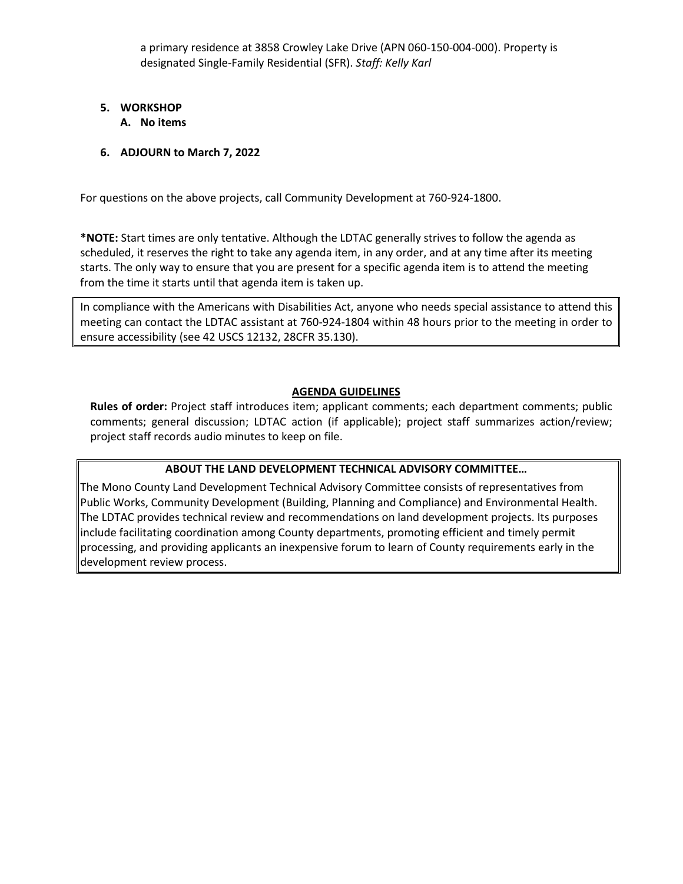a primary residence at 3858 Crowley Lake Drive (APN 060-150-004-000). Property is designated Single-Family Residential (SFR). *Staff: Kelly Karl*

5. **WORKSHOP**
   A. **No items**

6. **ADJOURN to March 7, 2022**

For questions on the above projects, call Community Development at 760-924-1800.

***NOTE:** Start times are only tentative. Although the LDTAC generally strives to follow the agenda as scheduled, it reserves the right to take any agenda item, in any order, and at any time after its meeting starts. The only way to ensure that you are present for a specific agenda item is to attend the meeting from the time it starts until that agenda item is taken up.

In compliance with the Americans with Disabilities Act, anyone who needs special assistance to attend this meeting can contact the LDTAC assistant at 760-924-1804 within 48 hours prior to the meeting in order to ensure accessibility (see 42 USCS 12132, 28CFR 35.130).

## AGENDA GUIDELINES

**Rules of order:** Project staff introduces item; applicant comments; each department comments; public comments; general discussion; LDTAC action (if applicable); project staff summarizes action/review; project staff records audio minutes to keep on file.

### ABOUT THE LAND DEVELOPMENT TECHNICAL ADVISORY COMMITTEE…

The Mono County Land Development Technical Advisory Committee consists of representatives from Public Works, Community Development (Building, Planning and Compliance) and Environmental Health. The LDTAC provides technical review and recommendations on land development projects. Its purposes include facilitating coordination among County departments, promoting efficient and timely permit processing, and providing applicants an inexpensive forum to learn of County requirements early in the development review process.